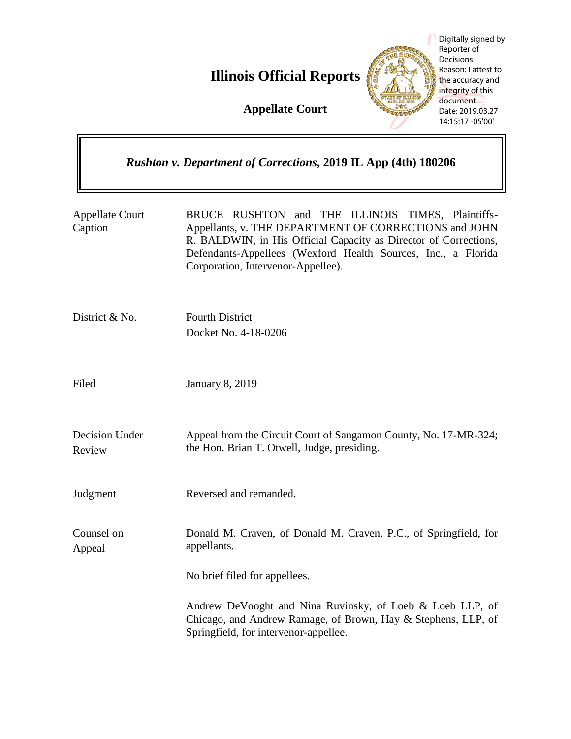# Illinois Official Reports

**Appellate Court**

Digitally signed by Reporter of Decisions
Reason: I attest to the accuracy and integrity of this document
Date: 2019.03.27 14:15:17 -05'00'

## *Rushton v. Department of Corrections*, 2019 IL App (4th) 180206

| | |
|---|---|
| Appellate Court Caption | BRUCE RUSHTON and THE ILLINOIS TIMES, Plaintiffs-Appellants, v. THE DEPARTMENT OF CORRECTIONS and JOHN R. BALDWIN, in His Official Capacity as Director of Corrections, Defendants-Appellees (Wexford Health Sources, Inc., a Florida Corporation, Intervenor-Appellee). |
| District & No. | Fourth District<br>Docket No. 4-18-0206 |
| Filed | January 8, 2019 |
| Decision Under Review | Appeal from the Circuit Court of Sangamon County, No. 17-MR-324; the Hon. Brian T. Otwell, Judge, presiding. |
| Judgment | Reversed and remanded. |
| Counsel on Appeal | Donald M. Craven, of Donald M. Craven, P.C., of Springfield, for appellants.<br><br>No brief filed for appellees.<br><br>Andrew DeVooght and Nina Ruvinsky, of Loeb & Loeb LLP, of Chicago, and Andrew Ramage, of Brown, Hay & Stephens, LLP, of Springfield, for intervenor-appellee. |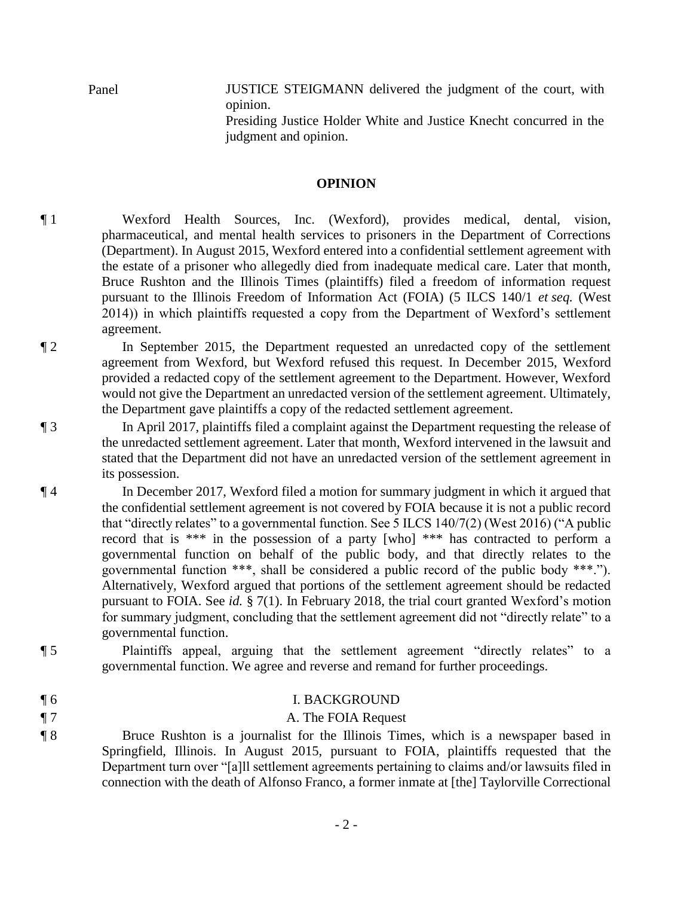Panel JUSTICE STEIGMANN delivered the judgment of the court, with opinion.
Presiding Justice Holder White and Justice Knecht concurred in the judgment and opinion.

## OPINION

¶ 1 Wexford Health Sources, Inc. (Wexford), provides medical, dental, vision, pharmaceutical, and mental health services to prisoners in the Department of Corrections (Department). In August 2015, Wexford entered into a confidential settlement agreement with the estate of a prisoner who allegedly died from inadequate medical care. Later that month, Bruce Rushton and the Illinois Times (plaintiffs) filed a freedom of information request pursuant to the Illinois Freedom of Information Act (FOIA) (5 ILCS 140/1 *et seq.* (West 2014)) in which plaintiffs requested a copy from the Department of Wexford's settlement agreement.

¶ 2 In September 2015, the Department requested an unredacted copy of the settlement agreement from Wexford, but Wexford refused this request. In December 2015, Wexford provided a redacted copy of the settlement agreement to the Department. However, Wexford would not give the Department an unredacted version of the settlement agreement. Ultimately, the Department gave plaintiffs a copy of the redacted settlement agreement.

¶ 3 In April 2017, plaintiffs filed a complaint against the Department requesting the release of the unredacted settlement agreement. Later that month, Wexford intervened in the lawsuit and stated that the Department did not have an unredacted version of the settlement agreement in its possession.

¶ 4 In December 2017, Wexford filed a motion for summary judgment in which it argued that the confidential settlement agreement is not covered by FOIA because it is not a public record that "directly relates" to a governmental function. See 5 ILCS 140/7(2) (West 2016) ("A public record that is *** in the possession of a party [who] *** has contracted to perform a governmental function on behalf of the public body, and that directly relates to the governmental function ***, shall be considered a public record of the public body ***."). Alternatively, Wexford argued that portions of the settlement agreement should be redacted pursuant to FOIA. See *id.* § 7(1). In February 2018, the trial court granted Wexford's motion for summary judgment, concluding that the settlement agreement did not "directly relate" to a governmental function.

¶ 5 Plaintiffs appeal, arguing that the settlement agreement "directly relates" to a governmental function. We agree and reverse and remand for further proceedings.

¶ 6 I. BACKGROUND

¶ 7 A. The FOIA Request

¶ 8 Bruce Rushton is a journalist for the Illinois Times, which is a newspaper based in Springfield, Illinois. In August 2015, pursuant to FOIA, plaintiffs requested that the Department turn over "[a]ll settlement agreements pertaining to claims and/or lawsuits filed in connection with the death of Alfonso Franco, a former inmate at [the] Taylorville Correctional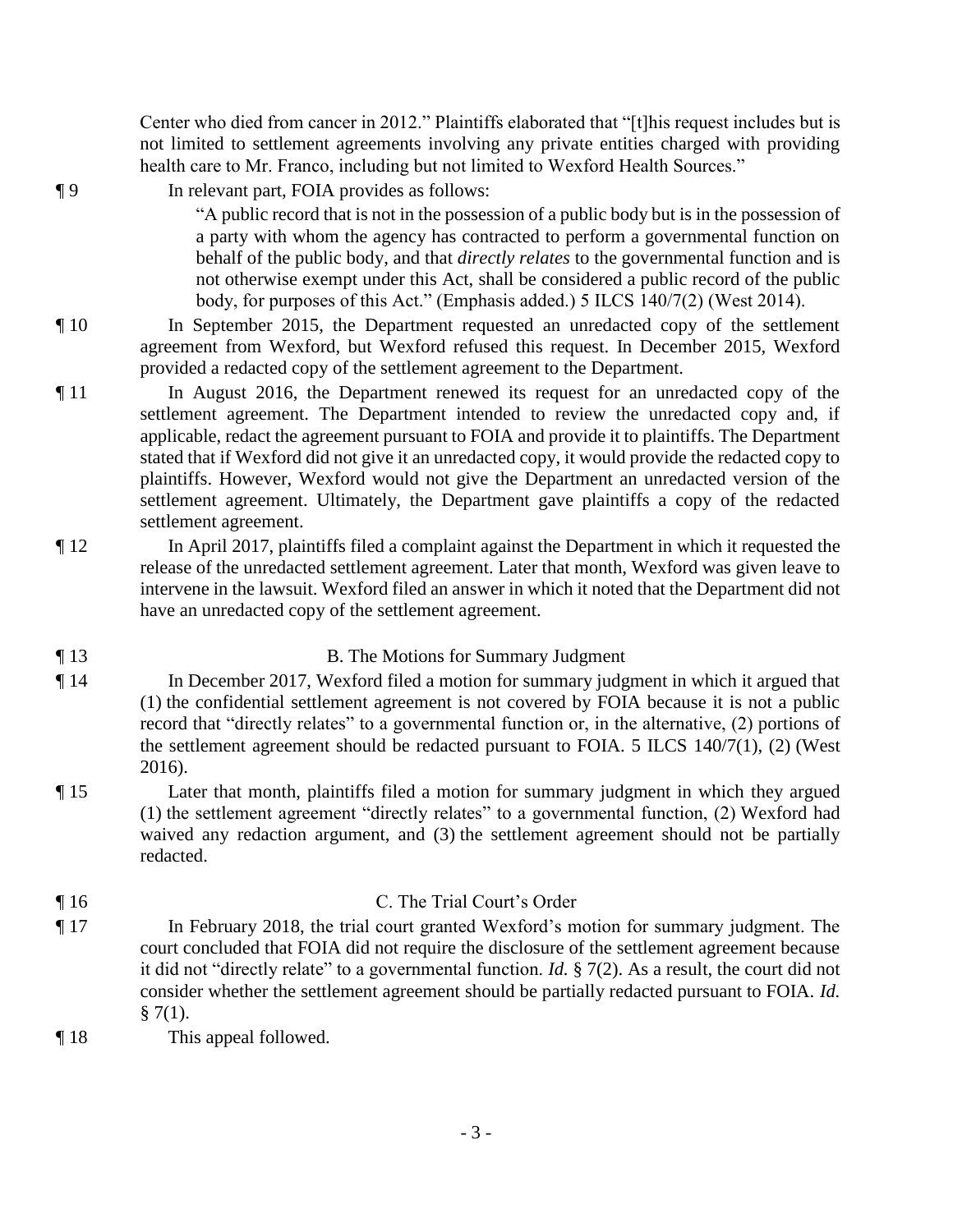Center who died from cancer in 2012." Plaintiffs elaborated that "[t]his request includes but is not limited to settlement agreements involving any private entities charged with providing health care to Mr. Franco, including but not limited to Wexford Health Sources."

¶ 9 In relevant part, FOIA provides as follows:

> "A public record that is not in the possession of a public body but is in the possession of a party with whom the agency has contracted to perform a governmental function on behalf of the public body, and that *directly relates* to the governmental function and is not otherwise exempt under this Act, shall be considered a public record of the public body, for purposes of this Act." (Emphasis added.) 5 ILCS 140/7(2) (West 2014).

¶ 10 In September 2015, the Department requested an unredacted copy of the settlement agreement from Wexford, but Wexford refused this request. In December 2015, Wexford provided a redacted copy of the settlement agreement to the Department.

¶ 11 In August 2016, the Department renewed its request for an unredacted copy of the settlement agreement. The Department intended to review the unredacted copy and, if applicable, redact the agreement pursuant to FOIA and provide it to plaintiffs. The Department stated that if Wexford did not give it an unredacted copy, it would provide the redacted copy to plaintiffs. However, Wexford would not give the Department an unredacted version of the settlement agreement. Ultimately, the Department gave plaintiffs a copy of the redacted settlement agreement.

¶ 12 In April 2017, plaintiffs filed a complaint against the Department in which it requested the release of the unredacted settlement agreement. Later that month, Wexford was given leave to intervene in the lawsuit. Wexford filed an answer in which it noted that the Department did not have an unredacted copy of the settlement agreement.

¶ 13

### B. The Motions for Summary Judgment

¶ 14 In December 2017, Wexford filed a motion for summary judgment in which it argued that (1) the confidential settlement agreement is not covered by FOIA because it is not a public record that "directly relates" to a governmental function or, in the alternative, (2) portions of the settlement agreement should be redacted pursuant to FOIA. 5 ILCS 140/7(1), (2) (West 2016).

¶ 15 Later that month, plaintiffs filed a motion for summary judgment in which they argued (1) the settlement agreement "directly relates" to a governmental function, (2) Wexford had waived any redaction argument, and (3) the settlement agreement should not be partially redacted.

¶ 16

### C. The Trial Court's Order

¶ 17 In February 2018, the trial court granted Wexford's motion for summary judgment. The court concluded that FOIA did not require the disclosure of the settlement agreement because it did not "directly relate" to a governmental function. *Id.* § 7(2). As a result, the court did not consider whether the settlement agreement should be partially redacted pursuant to FOIA. *Id.* § 7(1).

¶ 18 This appeal followed.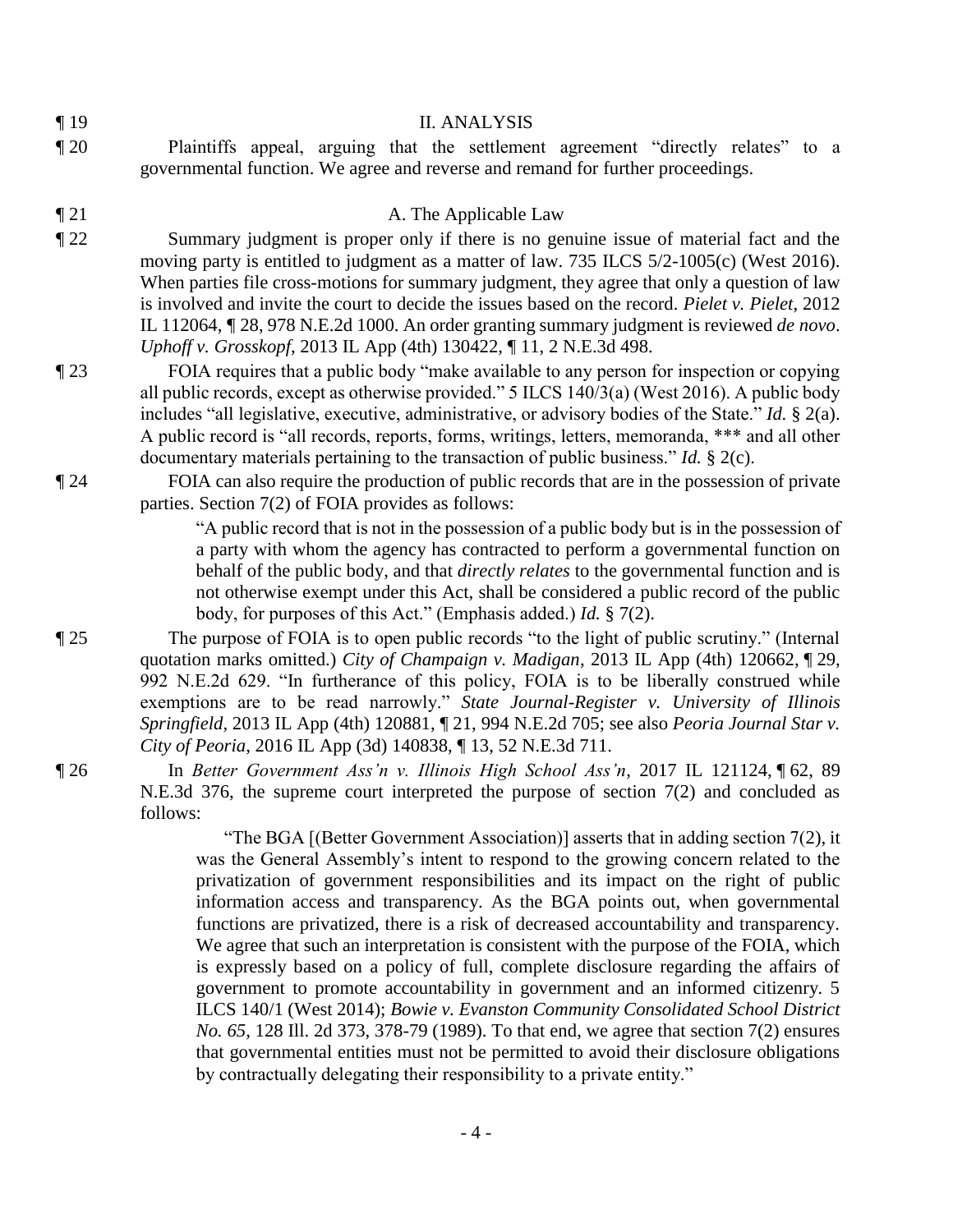¶ 19 II. ANALYSIS

¶ 20 Plaintiffs appeal, arguing that the settlement agreement "directly relates" to a governmental function. We agree and reverse and remand for further proceedings.

¶ 21 A. The Applicable Law

¶ 22 Summary judgment is proper only if there is no genuine issue of material fact and the moving party is entitled to judgment as a matter of law. 735 ILCS 5/2-1005(c) (West 2016). When parties file cross-motions for summary judgment, they agree that only a question of law is involved and invite the court to decide the issues based on the record. *Pielet v. Pielet*, 2012 IL 112064, ¶ 28, 978 N.E.2d 1000. An order granting summary judgment is reviewed *de novo*. *Uphoff v. Grosskopf*, 2013 IL App (4th) 130422, ¶ 11, 2 N.E.3d 498.

¶ 23 FOIA requires that a public body "make available to any person for inspection or copying all public records, except as otherwise provided." 5 ILCS 140/3(a) (West 2016). A public body includes "all legislative, executive, administrative, or advisory bodies of the State." *Id.* § 2(a). A public record is "all records, reports, forms, writings, letters, memoranda, *** and all other documentary materials pertaining to the transaction of public business." *Id.* § 2(c).

¶ 24 FOIA can also require the production of public records that are in the possession of private parties. Section 7(2) of FOIA provides as follows:

> "A public record that is not in the possession of a public body but is in the possession of a party with whom the agency has contracted to perform a governmental function on behalf of the public body, and that *directly relates* to the governmental function and is not otherwise exempt under this Act, shall be considered a public record of the public body, for purposes of this Act." (Emphasis added.) *Id.* § 7(2).

¶ 25 The purpose of FOIA is to open public records "to the light of public scrutiny." (Internal quotation marks omitted.) *City of Champaign v. Madigan*, 2013 IL App (4th) 120662, ¶ 29, 992 N.E.2d 629. "In furtherance of this policy, FOIA is to be liberally construed while exemptions are to be read narrowly." *State Journal-Register v. University of Illinois Springfield*, 2013 IL App (4th) 120881, ¶ 21, 994 N.E.2d 705; see also *Peoria Journal Star v. City of Peoria*, 2016 IL App (3d) 140838, ¶ 13, 52 N.E.3d 711.

¶ 26 In *Better Government Ass'n v. Illinois High School Ass'n*, 2017 IL 121124, ¶ 62, 89 N.E.3d 376, the supreme court interpreted the purpose of section 7(2) and concluded as follows:

> "The BGA [(Better Government Association)] asserts that in adding section 7(2), it was the General Assembly's intent to respond to the growing concern related to the privatization of government responsibilities and its impact on the right of public information access and transparency. As the BGA points out, when governmental functions are privatized, there is a risk of decreased accountability and transparency. We agree that such an interpretation is consistent with the purpose of the FOIA, which is expressly based on a policy of full, complete disclosure regarding the affairs of government to promote accountability in government and an informed citizenry. 5 ILCS 140/1 (West 2014); *Bowie v. Evanston Community Consolidated School District No. 65*, 128 Ill. 2d 373, 378-79 (1989). To that end, we agree that section 7(2) ensures that governmental entities must not be permitted to avoid their disclosure obligations by contractually delegating their responsibility to a private entity."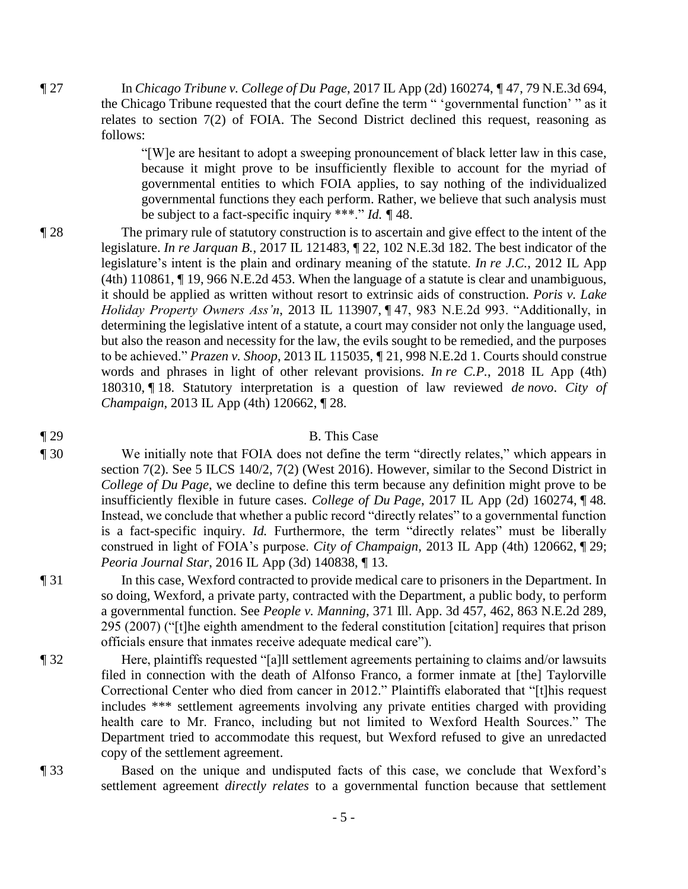¶ 27 In *Chicago Tribune v. College of Du Page*, 2017 IL App (2d) 160274, ¶ 47, 79 N.E.3d 694, the Chicago Tribune requested that the court define the term " 'governmental function' " as it relates to section 7(2) of FOIA. The Second District declined this request, reasoning as follows:

> "[W]e are hesitant to adopt a sweeping pronouncement of black letter law in this case, because it might prove to be insufficiently flexible to account for the myriad of governmental entities to which FOIA applies, to say nothing of the individualized governmental functions they each perform. Rather, we believe that such analysis must be subject to a fact-specific inquiry ***." *Id.* ¶ 48.

¶ 28 The primary rule of statutory construction is to ascertain and give effect to the intent of the legislature. *In re Jarquan B.*, 2017 IL 121483, ¶ 22, 102 N.E.3d 182. The best indicator of the legislature's intent is the plain and ordinary meaning of the statute. *In re J.C.*, 2012 IL App (4th) 110861, ¶ 19, 966 N.E.2d 453. When the language of a statute is clear and unambiguous, it should be applied as written without resort to extrinsic aids of construction. *Poris v. Lake Holiday Property Owners Ass'n*, 2013 IL 113907, ¶ 47, 983 N.E.2d 993. "Additionally, in determining the legislative intent of a statute, a court may consider not only the language used, but also the reason and necessity for the law, the evils sought to be remedied, and the purposes to be achieved." *Prazen v. Shoop*, 2013 IL 115035, ¶ 21, 998 N.E.2d 1. Courts should construe words and phrases in light of other relevant provisions. *In re C.P.*, 2018 IL App (4th) 180310, ¶ 18. Statutory interpretation is a question of law reviewed *de novo*. *City of Champaign*, 2013 IL App (4th) 120662, ¶ 28.

## ¶ 29 B. This Case

¶ 30 We initially note that FOIA does not define the term "directly relates," which appears in section 7(2). See 5 ILCS 140/2, 7(2) (West 2016). However, similar to the Second District in *College of Du Page*, we decline to define this term because any definition might prove to be insufficiently flexible in future cases. *College of Du Page*, 2017 IL App (2d) 160274, ¶ 48. Instead, we conclude that whether a public record "directly relates" to a governmental function is a fact-specific inquiry. *Id.* Furthermore, the term "directly relates" must be liberally construed in light of FOIA's purpose. *City of Champaign*, 2013 IL App (4th) 120662, ¶ 29; *Peoria Journal Star*, 2016 IL App (3d) 140838, ¶ 13.

¶ 31 In this case, Wexford contracted to provide medical care to prisoners in the Department. In so doing, Wexford, a private party, contracted with the Department, a public body, to perform a governmental function. See *People v. Manning*, 371 Ill. App. 3d 457, 462, 863 N.E.2d 289, 295 (2007) ("[t]he eighth amendment to the federal constitution [citation] requires that prison officials ensure that inmates receive adequate medical care").

¶ 32 Here, plaintiffs requested "[a]ll settlement agreements pertaining to claims and/or lawsuits filed in connection with the death of Alfonso Franco, a former inmate at [the] Taylorville Correctional Center who died from cancer in 2012." Plaintiffs elaborated that "[t]his request includes *** settlement agreements involving any private entities charged with providing health care to Mr. Franco, including but not limited to Wexford Health Sources." The Department tried to accommodate this request, but Wexford refused to give an unredacted copy of the settlement agreement.

¶ 33 Based on the unique and undisputed facts of this case, we conclude that Wexford's settlement agreement *directly relates* to a governmental function because that settlement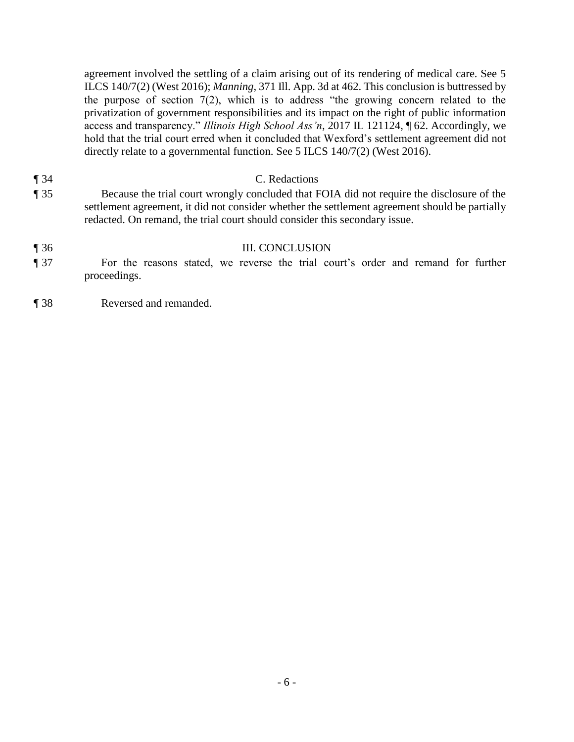agreement involved the settling of a claim arising out of its rendering of medical care. See 5 ILCS 140/7(2) (West 2016); *Manning*, 371 Ill. App. 3d at 462. This conclusion is buttressed by the purpose of section 7(2), which is to address "the growing concern related to the privatization of government responsibilities and its impact on the right of public information access and transparency." *Illinois High School Ass'n*, 2017 IL 121124, ¶ 62. Accordingly, we hold that the trial court erred when it concluded that Wexford's settlement agreement did not directly relate to a governmental function. See 5 ILCS 140/7(2) (West 2016).

¶ 34 C. Redactions

¶ 35 Because the trial court wrongly concluded that FOIA did not require the disclosure of the settlement agreement, it did not consider whether the settlement agreement should be partially redacted. On remand, the trial court should consider this secondary issue.

¶ 36 III. CONCLUSION

¶ 37 For the reasons stated, we reverse the trial court's order and remand for further proceedings.

¶ 38 Reversed and remanded.